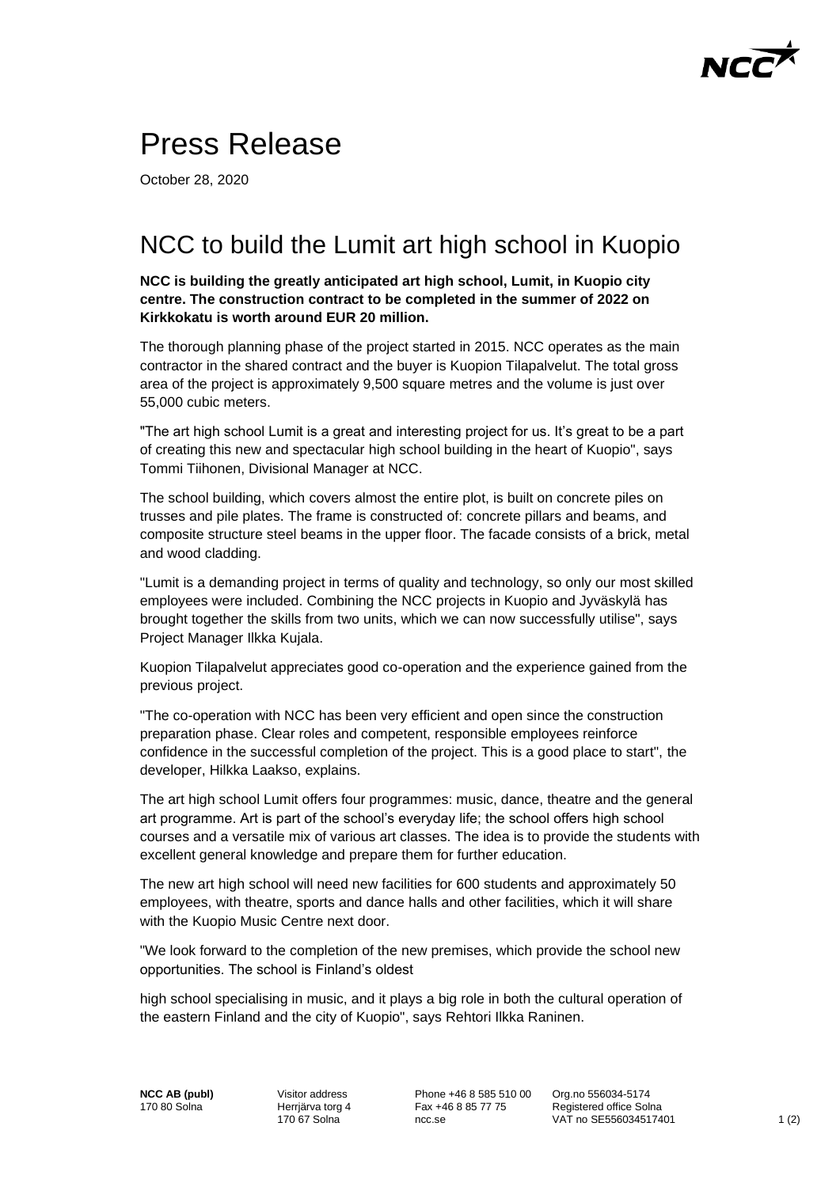# Press Release

October 28, 2020

## NCC to build the Lumit art high school in Kuopio

**NCC is building the greatly anticipated art high school, Lumit, in Kuopio city centre. The construction contract to be completed in the summer of 2022 on Kirkkokatu is worth around EUR 20 million.**

The thorough planning phase of the project started in 2015. NCC operates as the main contractor in the shared contract and the buyer is Kuopion Tilapalvelut. The total gross area of the project is approximately 9,500 square metres and the volume is just over 55,000 cubic meters.

"The art high school Lumit is a great and interesting project for us. It's great to be a part of creating this new and spectacular high school building in the heart of Kuopio", says Tommi Tiihonen, Divisional Manager at NCC.

The school building, which covers almost the entire plot, is built on concrete piles on trusses and pile plates. The frame is constructed of: concrete pillars and beams, and composite structure steel beams in the upper floor. The facade consists of a brick, metal and wood cladding.

"Lumit is a demanding project in terms of quality and technology, so only our most skilled employees were included. Combining the NCC projects in Kuopio and Jyväskylä has brought together the skills from two units, which we can now successfully utilise", says Project Manager Ilkka Kujala.

Kuopion Tilapalvelut appreciates good co-operation and the experience gained from the previous project.

"The co-operation with NCC has been very efficient and open since the construction preparation phase. Clear roles and competent, responsible employees reinforce confidence in the successful completion of the project. This is a good place to start", the developer, Hilkka Laakso, explains.

The art high school Lumit offers four programmes: music, dance, theatre and the general art programme. Art is part of the school's everyday life; the school offers high school courses and a versatile mix of various art classes. The idea is to provide the students with excellent general knowledge and prepare them for further education.

The new art high school will need new facilities for 600 students and approximately 50 employees, with theatre, sports and dance halls and other facilities, which it will share with the Kuopio Music Centre next door.

"We look forward to the completion of the new premises, which provide the school new opportunities. The school is Finland's oldest high school specialising in music, and it plays a big role in both the cultural operation of the eastern Finland and the city of Kuopio", says Rehtori Ilkka Raninen.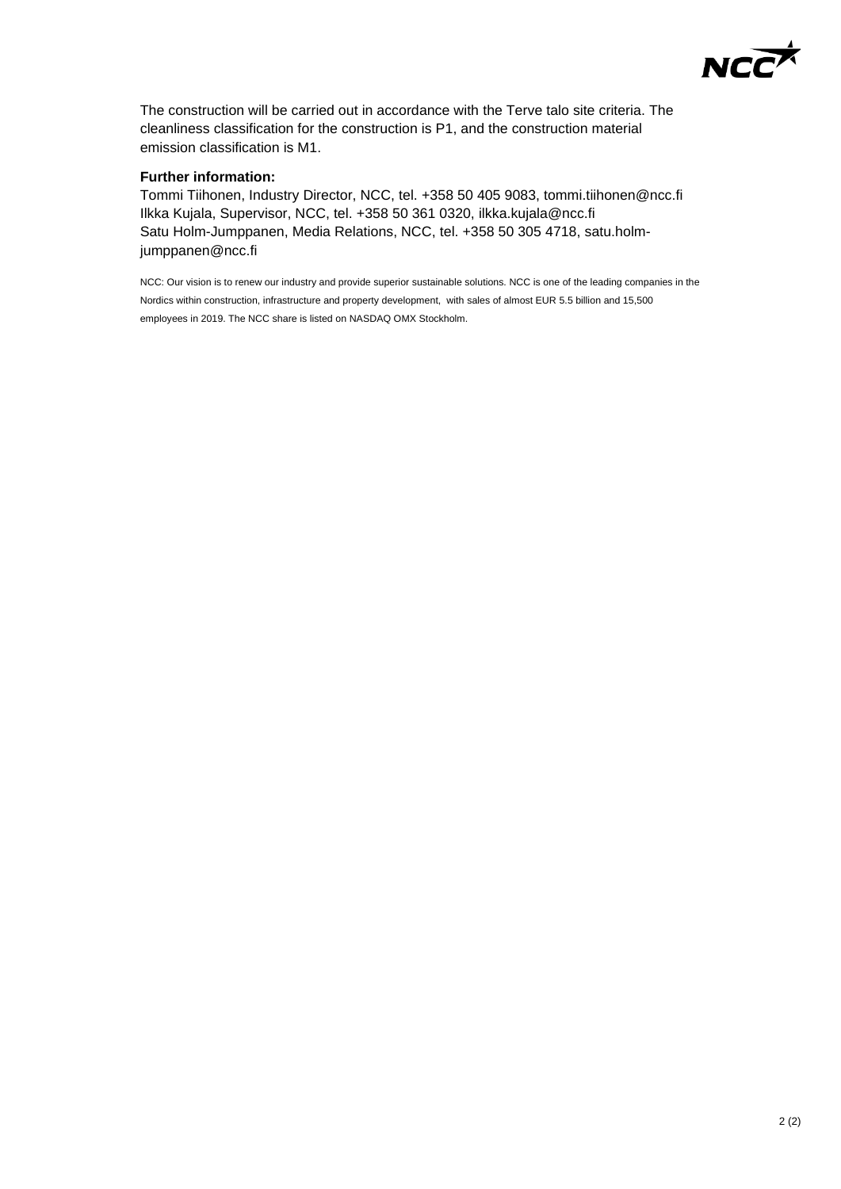The construction will be carried out in accordance with the Terve talo site criteria. The cleanliness classification for the construction is P1, and the construction material emission classification is M1.

**Further information:**

Tommi Tiihonen, Industry Director, NCC, tel. +358 50 405 9083, tommi.tiihonen@ncc.fi
Ilkka Kujala, Supervisor, NCC, tel. +358 50 361 0320, ilkka.kujala@ncc.fi
Satu Holm-Jumppanen, Media Relations, NCC, tel. +358 50 305 4718, satu.holm-jumppanen@ncc.fi

NCC: Our vision is to renew our industry and provide superior sustainable solutions. NCC is one of the leading companies in the Nordics within construction, infrastructure and property development, with sales of almost EUR 5.5 billion and 15,500 employees in 2019. The NCC share is listed on NASDAQ OMX Stockholm.